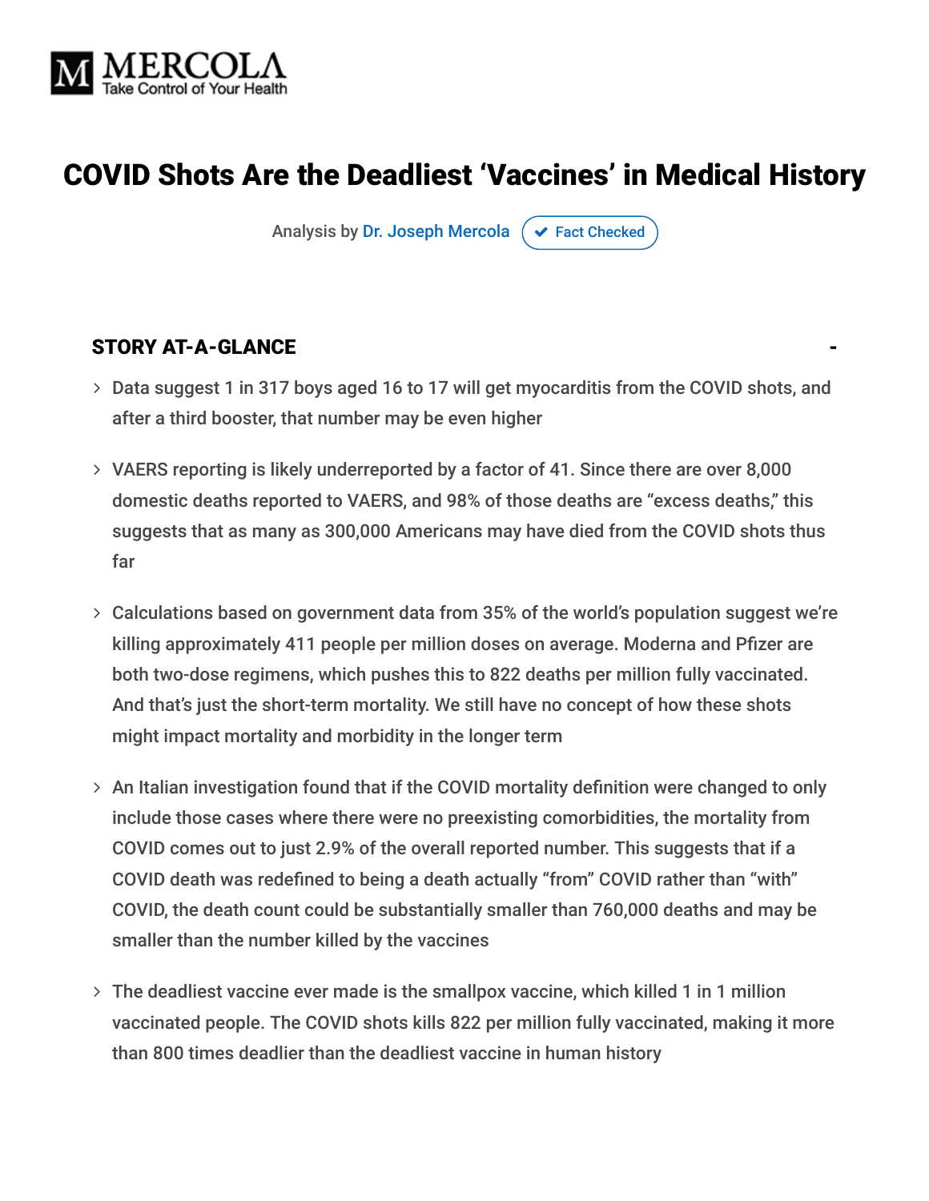MERCOLA
Take Control of Your Health

# COVID Shots Are the Deadliest 'Vaccines' in Medical History

Analysis by Dr. Joseph Mercola ✔ Fact Checked

## STORY AT-A-GLANCE

- Data suggest 1 in 317 boys aged 16 to 17 will get myocarditis from the COVID shots, and after a third booster, that number may be even higher
- VAERS reporting is likely underreported by a factor of 41. Since there are over 8,000 domestic deaths reported to VAERS, and 98% of those deaths are "excess deaths," this suggests that as many as 300,000 Americans may have died from the COVID shots thus far
- Calculations based on government data from 35% of the world's population suggest we're killing approximately 411 people per million doses on average. Moderna and Pfizer are both two-dose regimens, which pushes this to 822 deaths per million fully vaccinated. And that's just the short-term mortality. We still have no concept of how these shots might impact mortality and morbidity in the longer term
- An Italian investigation found that if the COVID mortality definition were changed to only include those cases where there were no preexisting comorbidities, the mortality from COVID comes out to just 2.9% of the overall reported number. This suggests that if a COVID death was redefined to being a death actually "from" COVID rather than "with" COVID, the death count could be substantially smaller than 760,000 deaths and may be smaller than the number killed by the vaccines
- The deadliest vaccine ever made is the smallpox vaccine, which killed 1 in 1 million vaccinated people. The COVID shots kills 822 per million fully vaccinated, making it more than 800 times deadlier than the deadliest vaccine in human history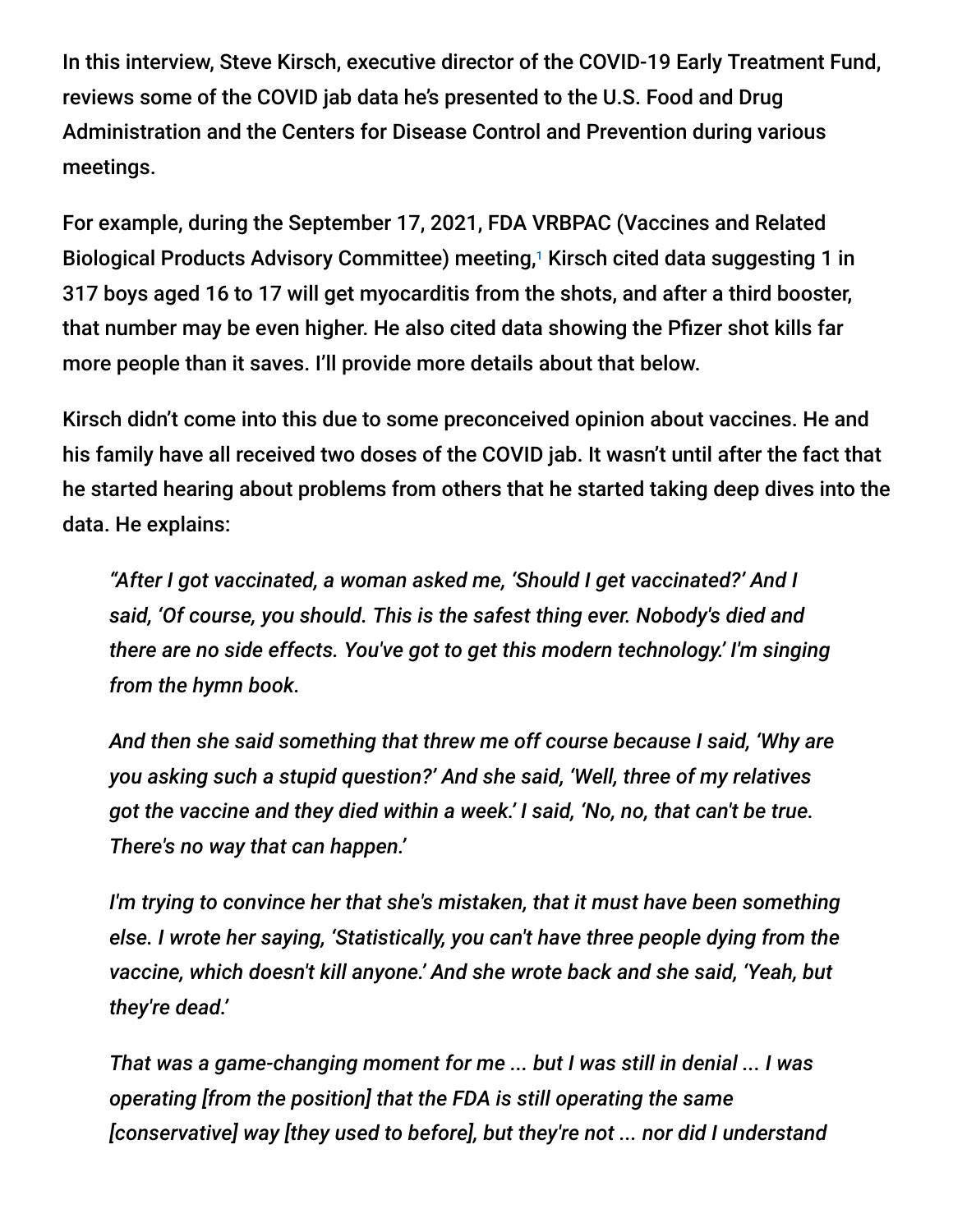In this interview, Steve Kirsch, executive director of the COVID-19 Early Treatment Fund, reviews some of the COVID jab data he's presented to the U.S. Food and Drug Administration and the Centers for Disease Control and Prevention during various meetings.

For example, during the September 17, 2021, FDA VRBPAC (Vaccines and Related Biological Products Advisory Committee) meeting,[1] Kirsch cited data suggesting 1 in 317 boys aged 16 to 17 will get myocarditis from the shots, and after a third booster, that number may be even higher. He also cited data showing the Pfizer shot kills far more people than it saves. I'll provide more details about that below.

Kirsch didn't come into this due to some preconceived opinion about vaccines. He and his family have all received two doses of the COVID jab. It wasn't until after the fact that he started hearing about problems from others that he started taking deep dives into the data. He explains:

> *"After I got vaccinated, a woman asked me, 'Should I get vaccinated?' And I said, 'Of course, you should. This is the safest thing ever. Nobody's died and there are no side effects. You've got to get this modern technology.' I'm singing from the hymn book.*
>
> *And then she said something that threw me off course because I said, 'Why are you asking such a stupid question?' And she said, 'Well, three of my relatives got the vaccine and they died within a week.' I said, 'No, no, that can't be true. There's no way that can happen.'*
>
> *I'm trying to convince her that she's mistaken, that it must have been something else. I wrote her saying, 'Statistically, you can't have three people dying from the vaccine, which doesn't kill anyone.' And she wrote back and she said, 'Yeah, but they're dead.'*
>
> *That was a game-changing moment for me ... but I was still in denial ... I was operating [from the position] that the FDA is still operating the same [conservative] way [they used to before], but they're not ... nor did I understand*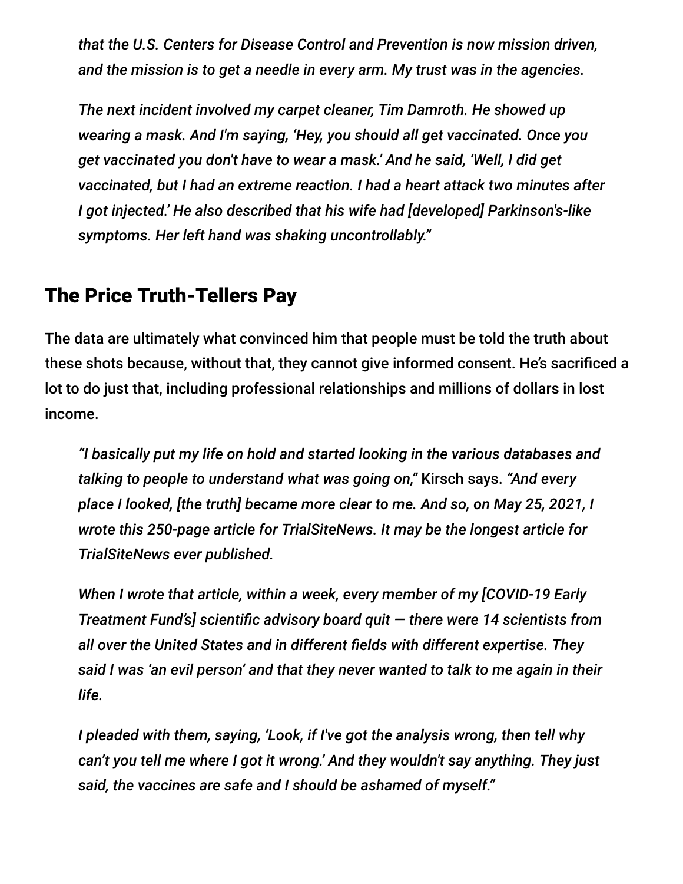*that the U.S. Centers for Disease Control and Prevention is now mission driven, and the mission is to get a needle in every arm. My trust was in the agencies.*

*The next incident involved my carpet cleaner, Tim Damroth. He showed up wearing a mask. And I'm saying, 'Hey, you should all get vaccinated. Once you get vaccinated you don't have to wear a mask.' And he said, 'Well, I did get vaccinated, but I had an extreme reaction. I had a heart attack two minutes after I got injected.' He also described that his wife had [developed] Parkinson's-like symptoms. Her left hand was shaking uncontrollably."*

## The Price Truth-Tellers Pay

The data are ultimately what convinced him that people must be told the truth about these shots because, without that, they cannot give informed consent. He's sacrificed a lot to do just that, including professional relationships and millions of dollars in lost income.

> *"I basically put my life on hold and started looking in the various databases and talking to people to understand what was going on,"* Kirsch says. *"And every place I looked, [the truth] became more clear to me. And so, on May 25, 2021, I wrote this 250-page article for TrialSiteNews. It may be the longest article for TrialSiteNews ever published.*
>
> *When I wrote that article, within a week, every member of my [COVID-19 Early Treatment Fund's] scientific advisory board quit — there were 14 scientists from all over the United States and in different fields with different expertise. They said I was 'an evil person' and that they never wanted to talk to me again in their life.*
>
> *I pleaded with them, saying, 'Look, if I've got the analysis wrong, then tell why can't you tell me where I got it wrong.' And they wouldn't say anything. They just said, the vaccines are safe and I should be ashamed of myself."*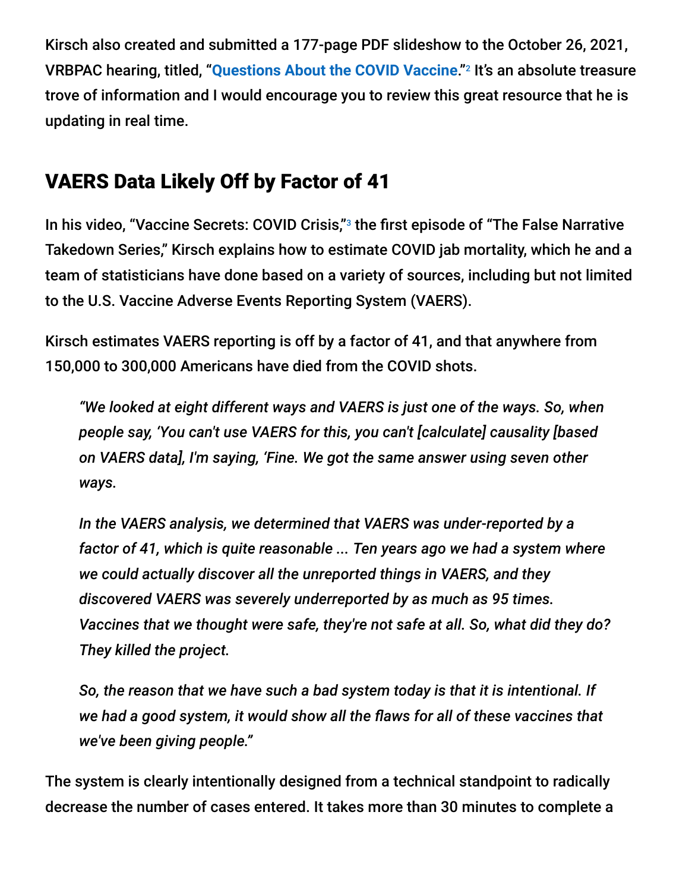Kirsch also created and submitted a 177-page PDF slideshow to the October 26, 2021, VRBPAC hearing, titled, "**Questions About the COVID Vaccine**."[2] It's an absolute treasure trove of information and I would encourage you to review this great resource that he is updating in real time.

## VAERS Data Likely Off by Factor of 41

In his video, "Vaccine Secrets: COVID Crisis,"[3] the first episode of "The False Narrative Takedown Series," Kirsch explains how to estimate COVID jab mortality, which he and a team of statisticians have done based on a variety of sources, including but not limited to the U.S. Vaccine Adverse Events Reporting System (VAERS).

Kirsch estimates VAERS reporting is off by a factor of 41, and that anywhere from 150,000 to 300,000 Americans have died from the COVID shots.

> *"We looked at eight different ways and VAERS is just one of the ways. So, when people say, 'You can't use VAERS for this, you can't [calculate] causality [based on VAERS data], I'm saying, 'Fine. We got the same answer using seven other ways.*
>
> *In the VAERS analysis, we determined that VAERS was under-reported by a factor of 41, which is quite reasonable ... Ten years ago we had a system where we could actually discover all the unreported things in VAERS, and they discovered VAERS was severely underreported by as much as 95 times. Vaccines that we thought were safe, they're not safe at all. So, what did they do? They killed the project.*
>
> *So, the reason that we have such a bad system today is that it is intentional. If we had a good system, it would show all the flaws for all of these vaccines that we've been giving people."*

The system is clearly intentionally designed from a technical standpoint to radically decrease the number of cases entered. It takes more than 30 minutes to complete a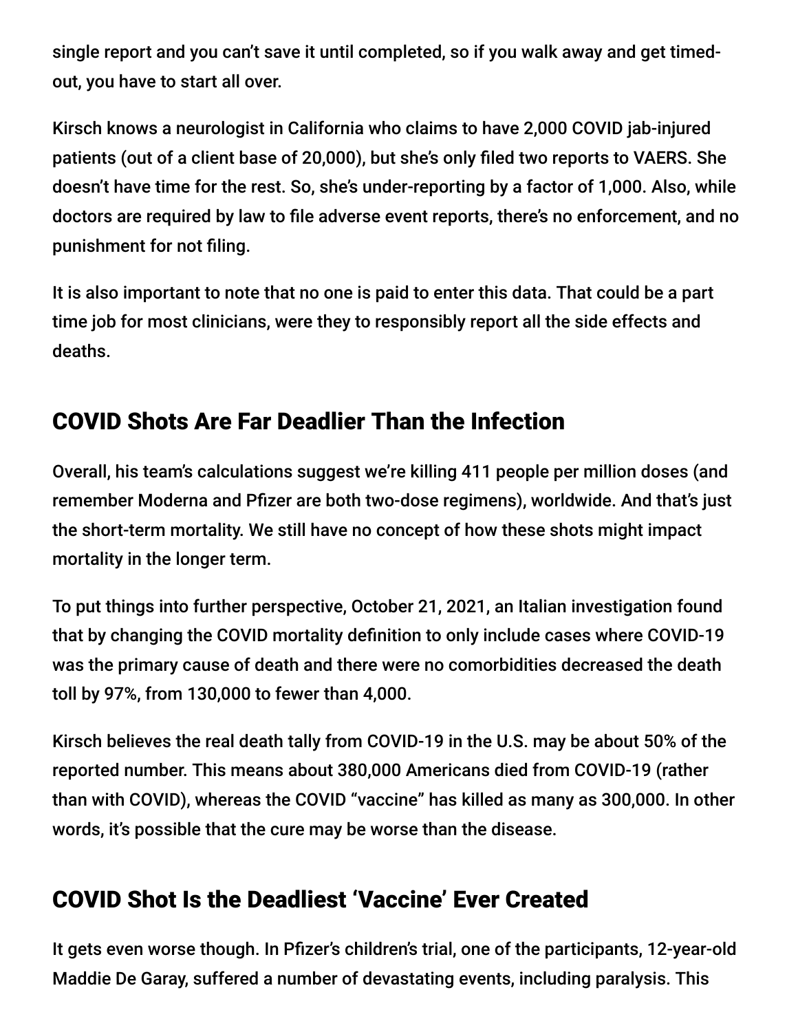single report and you can't save it until completed, so if you walk away and get timed-out, you have to start all over.

Kirsch knows a neurologist in California who claims to have 2,000 COVID jab-injured patients (out of a client base of 20,000), but she's only filed two reports to VAERS. She doesn't have time for the rest. So, she's under-reporting by a factor of 1,000. Also, while doctors are required by law to file adverse event reports, there's no enforcement, and no punishment for not filing.

It is also important to note that no one is paid to enter this data. That could be a part time job for most clinicians, were they to responsibly report all the side effects and deaths.

## COVID Shots Are Far Deadlier Than the Infection

Overall, his team's calculations suggest we're killing 411 people per million doses (and remember Moderna and Pfizer are both two-dose regimens), worldwide. And that's just the short-term mortality. We still have no concept of how these shots might impact mortality in the longer term.

To put things into further perspective, October 21, 2021, an Italian investigation found that by changing the COVID mortality definition to only include cases where COVID-19 was the primary cause of death and there were no comorbidities decreased the death toll by 97%, from 130,000 to fewer than 4,000.

Kirsch believes the real death tally from COVID-19 in the U.S. may be about 50% of the reported number. This means about 380,000 Americans died from COVID-19 (rather than with COVID), whereas the COVID "vaccine" has killed as many as 300,000. In other words, it's possible that the cure may be worse than the disease.

## COVID Shot Is the Deadliest 'Vaccine' Ever Created

It gets even worse though. In Pfizer's children's trial, one of the participants, 12-year-old Maddie De Garay, suffered a number of devastating events, including paralysis. This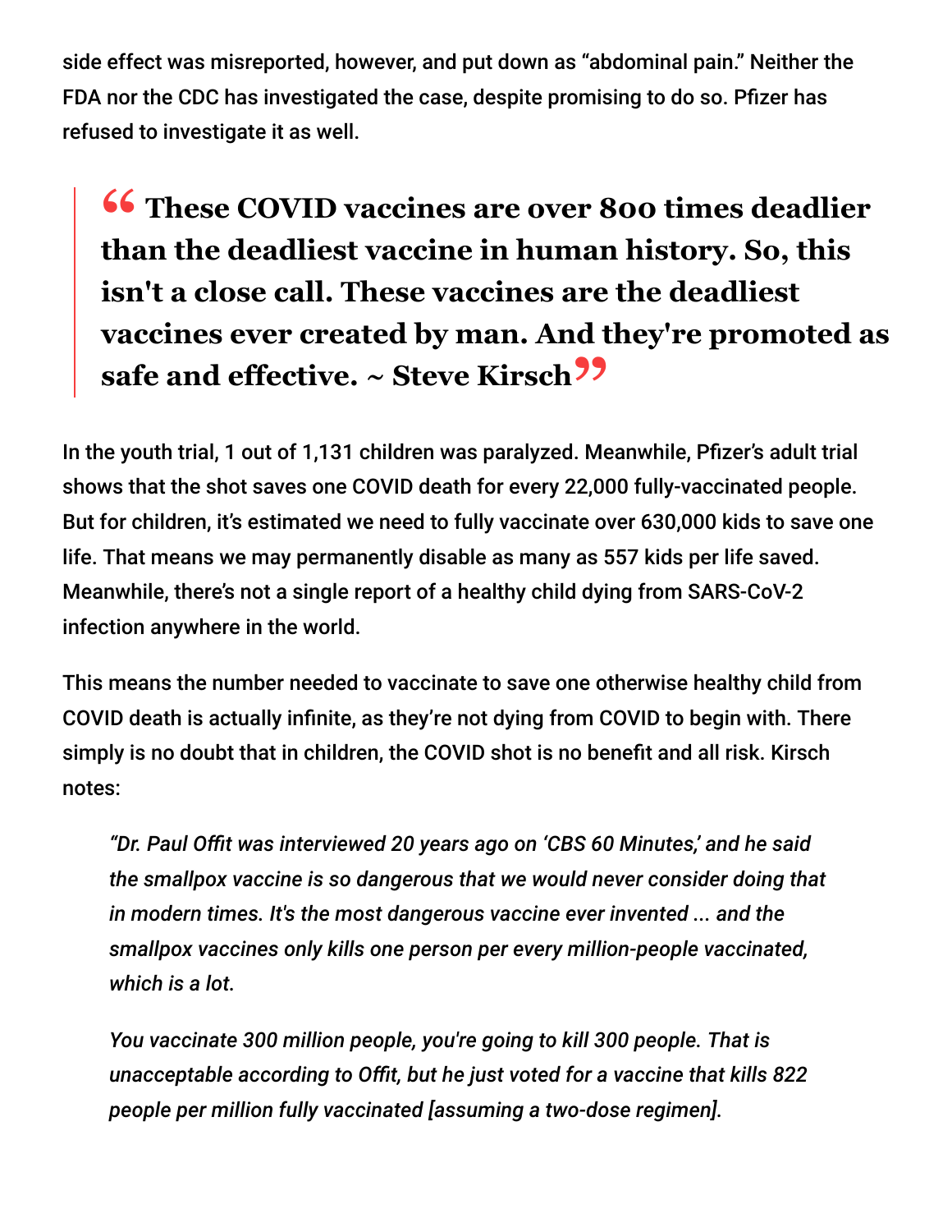side effect was misreported, however, and put down as "abdominal pain." Neither the FDA nor the CDC has investigated the case, despite promising to do so. Pfizer has refused to investigate it as well.

> **"These COVID vaccines are over 800 times deadlier than the deadliest vaccine in human history. So, this isn't a close call. These vaccines are the deadliest vaccines ever created by man. And they're promoted as safe and effective. ~ Steve Kirsch"**

In the youth trial, 1 out of 1,131 children was paralyzed. Meanwhile, Pfizer's adult trial shows that the shot saves one COVID death for every 22,000 fully-vaccinated people. But for children, it's estimated we need to fully vaccinate over 630,000 kids to save one life. That means we may permanently disable as many as 557 kids per life saved. Meanwhile, there's not a single report of a healthy child dying from SARS-CoV-2 infection anywhere in the world.

This means the number needed to vaccinate to save one otherwise healthy child from COVID death is actually infinite, as they're not dying from COVID to begin with. There simply is no doubt that in children, the COVID shot is no benefit and all risk. Kirsch notes:

> *"Dr. Paul Offit was interviewed 20 years ago on 'CBS 60 Minutes,' and he said the smallpox vaccine is so dangerous that we would never consider doing that in modern times. It's the most dangerous vaccine ever invented ... and the smallpox vaccines only kills one person per every million-people vaccinated, which is a lot.*
>
> *You vaccinate 300 million people, you're going to kill 300 people. That is unacceptable according to Offit, but he just voted for a vaccine that kills 822 people per million fully vaccinated [assuming a two-dose regimen].*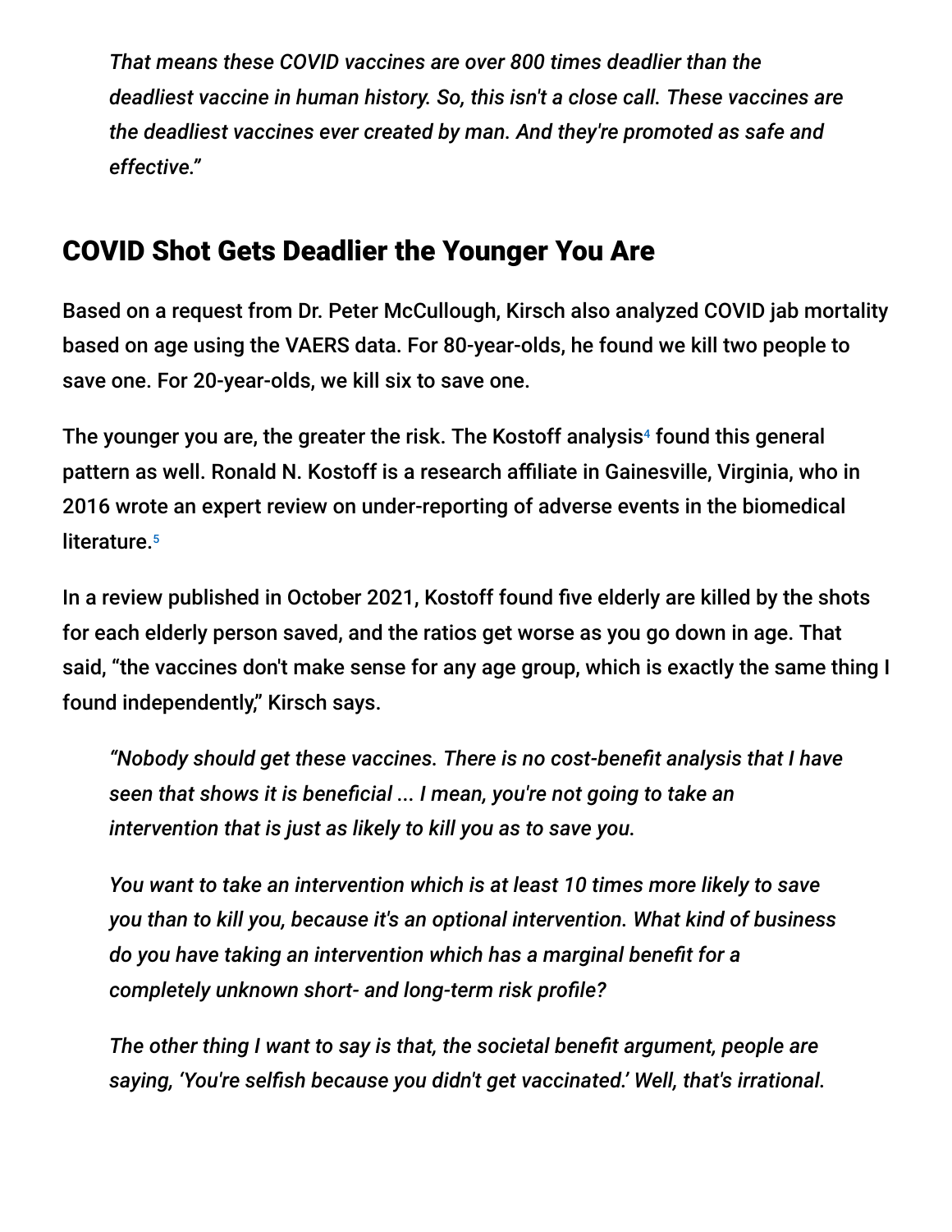*That means these COVID vaccines are over 800 times deadlier than the deadliest vaccine in human history. So, this isn't a close call. These vaccines are the deadliest vaccines ever created by man. And they're promoted as safe and effective."*

## COVID Shot Gets Deadlier the Younger You Are

Based on a request from Dr. Peter McCullough, Kirsch also analyzed COVID jab mortality based on age using the VAERS data. For 80-year-olds, he found we kill two people to save one. For 20-year-olds, we kill six to save one.

The younger you are, the greater the risk. The Kostoff analysis[4] found this general pattern as well. Ronald N. Kostoff is a research affiliate in Gainesville, Virginia, who in 2016 wrote an expert review on under-reporting of adverse events in the biomedical literature.[5]

In a review published in October 2021, Kostoff found five elderly are killed by the shots for each elderly person saved, and the ratios get worse as you go down in age. That said, "the vaccines don't make sense for any age group, which is exactly the same thing I found independently," Kirsch says.

> *"Nobody should get these vaccines. There is no cost-benefit analysis that I have seen that shows it is beneficial ... I mean, you're not going to take an intervention that is just as likely to kill you as to save you.*
>
> *You want to take an intervention which is at least 10 times more likely to save you than to kill you, because it's an optional intervention. What kind of business do you have taking an intervention which has a marginal benefit for a completely unknown short- and long-term risk profile?*
>
> *The other thing I want to say is that, the societal benefit argument, people are saying, 'You're selfish because you didn't get vaccinated.' Well, that's irrational.*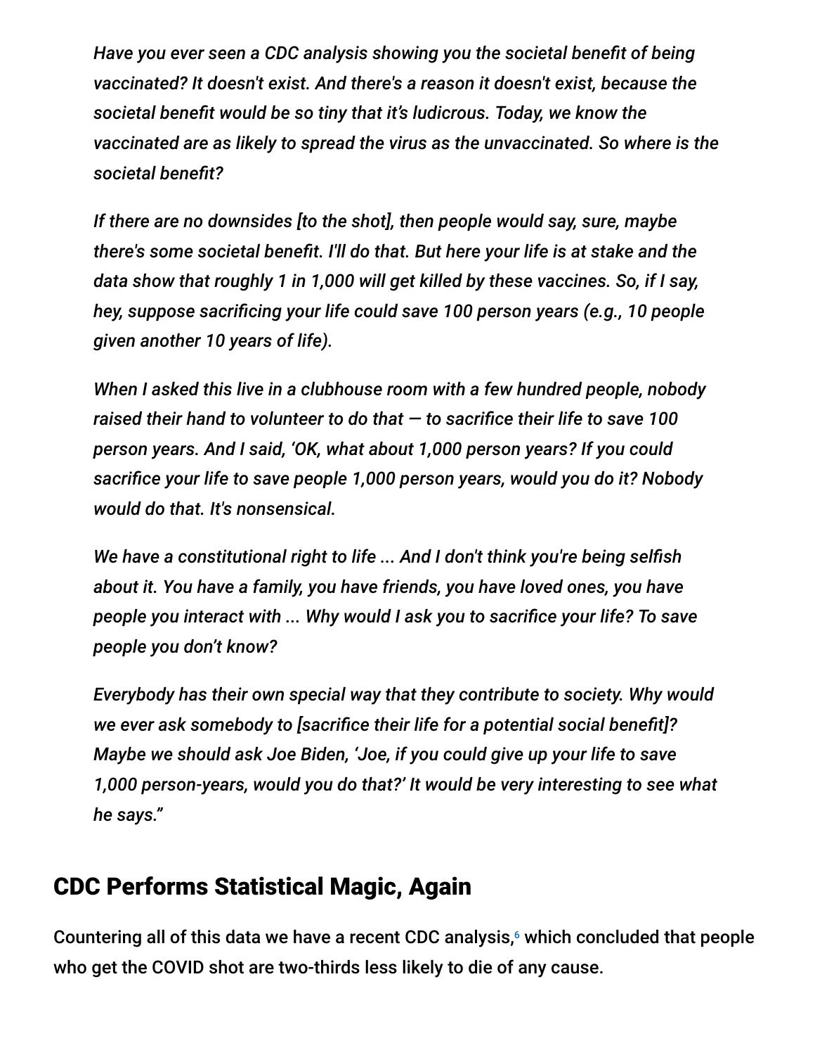*Have you ever seen a CDC analysis showing you the societal benefit of being vaccinated? It doesn't exist. And there's a reason it doesn't exist, because the societal benefit would be so tiny that it's ludicrous. Today, we know the vaccinated are as likely to spread the virus as the unvaccinated. So where is the societal benefit?*

*If there are no downsides [to the shot], then people would say, sure, maybe there's some societal benefit. I'll do that. But here your life is at stake and the data show that roughly 1 in 1,000 will get killed by these vaccines. So, if I say, hey, suppose sacrificing your life could save 100 person years (e.g., 10 people given another 10 years of life).*

*When I asked this live in a clubhouse room with a few hundred people, nobody raised their hand to volunteer to do that — to sacrifice their life to save 100 person years. And I said, 'OK, what about 1,000 person years? If you could sacrifice your life to save people 1,000 person years, would you do it? Nobody would do that. It's nonsensical.*

*We have a constitutional right to life ... And I don't think you're being selfish about it. You have a family, you have friends, you have loved ones, you have people you interact with ... Why would I ask you to sacrifice your life? To save people you don't know?*

*Everybody has their own special way that they contribute to society. Why would we ever ask somebody to [sacrifice their life for a potential social benefit]? Maybe we should ask Joe Biden, 'Joe, if you could give up your life to save 1,000 person-years, would you do that?' It would be very interesting to see what he says."*

## CDC Performs Statistical Magic, Again

Countering all of this data we have a recent CDC analysis,[6] which concluded that people who get the COVID shot are two-thirds less likely to die of any cause.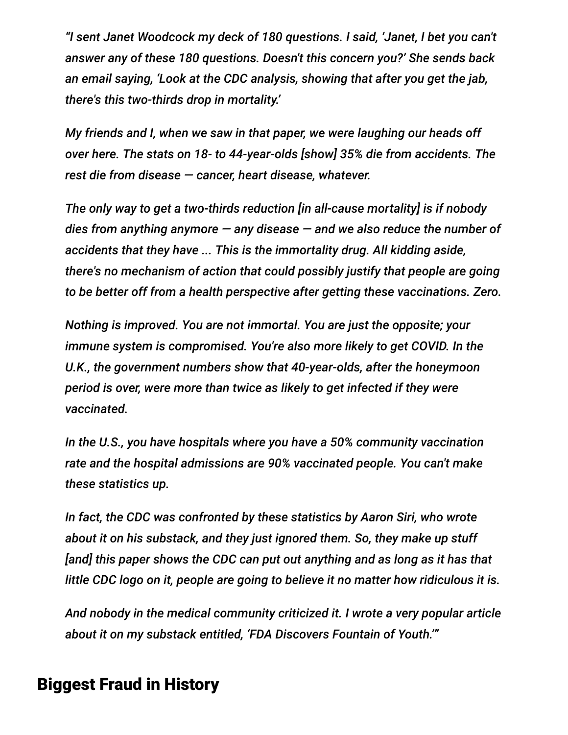*"I sent Janet Woodcock my deck of 180 questions. I said, 'Janet, I bet you can't answer any of these 180 questions. Doesn't this concern you?' She sends back an email saying, 'Look at the CDC analysis, showing that after you get the jab, there's this two-thirds drop in mortality.'*

*My friends and I, when we saw in that paper, we were laughing our heads off over here. The stats on 18- to 44-year-olds [show] 35% die from accidents. The rest die from disease — cancer, heart disease, whatever.*

*The only way to get a two-thirds reduction [in all-cause mortality] is if nobody dies from anything anymore — any disease — and we also reduce the number of accidents that they have ... This is the immortality drug. All kidding aside, there's no mechanism of action that could possibly justify that people are going to be better off from a health perspective after getting these vaccinations. Zero.*

*Nothing is improved. You are not immortal. You are just the opposite; your immune system is compromised. You're also more likely to get COVID. In the U.K., the government numbers show that 40-year-olds, after the honeymoon period is over, were more than twice as likely to get infected if they were vaccinated.*

*In the U.S., you have hospitals where you have a 50% community vaccination rate and the hospital admissions are 90% vaccinated people. You can't make these statistics up.*

*In fact, the CDC was confronted by these statistics by Aaron Siri, who wrote about it on his substack, and they just ignored them. So, they make up stuff [and] this paper shows the CDC can put out anything and as long as it has that little CDC logo on it, people are going to believe it no matter how ridiculous it is.*

*And nobody in the medical community criticized it. I wrote a very popular article about it on my substack entitled, 'FDA Discovers Fountain of Youth.'"*

## Biggest Fraud in History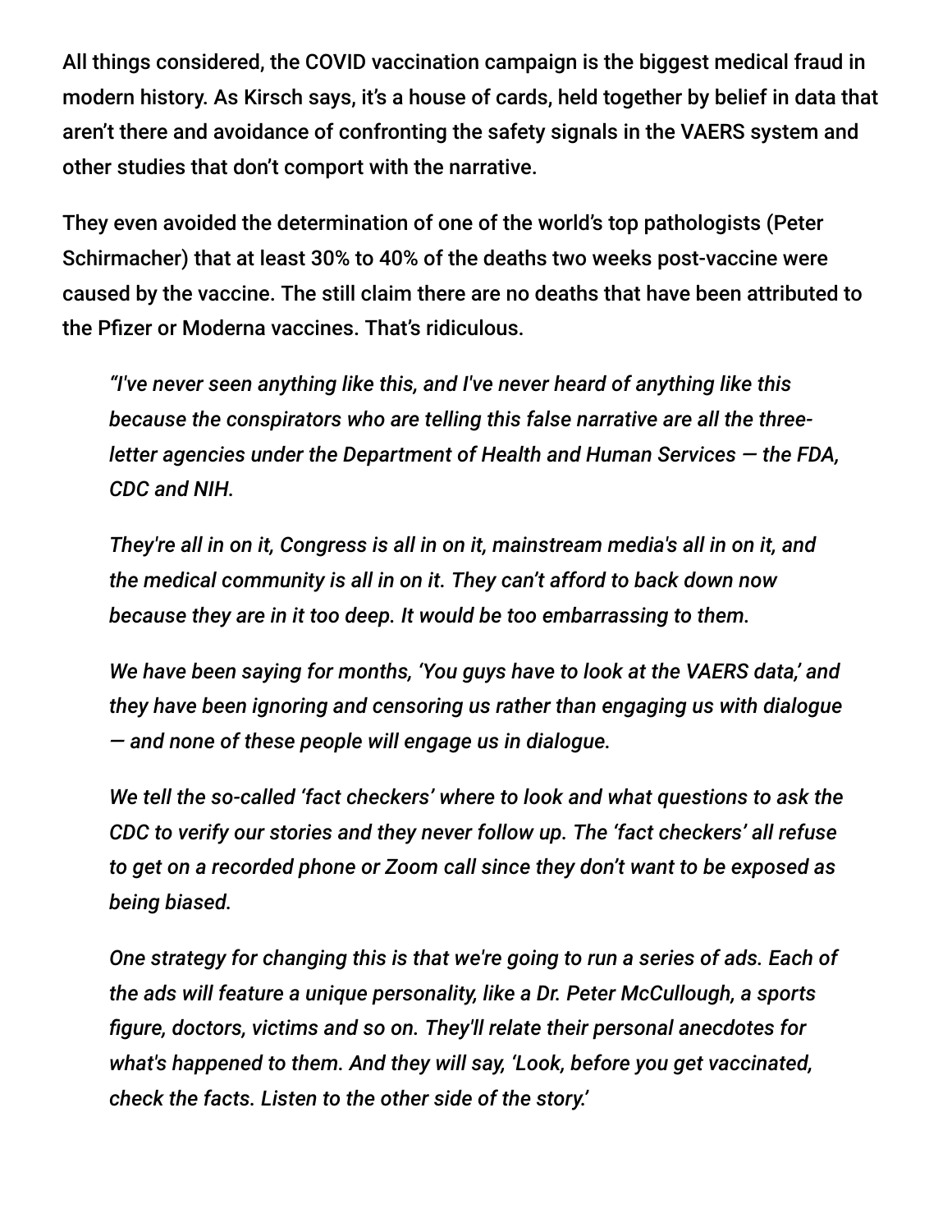All things considered, the COVID vaccination campaign is the biggest medical fraud in modern history. As Kirsch says, it's a house of cards, held together by belief in data that aren't there and avoidance of confronting the safety signals in the VAERS system and other studies that don't comport with the narrative.

They even avoided the determination of one of the world's top pathologists (Peter Schirmacher) that at least 30% to 40% of the deaths two weeks post-vaccine were caused by the vaccine. The still claim there are no deaths that have been attributed to the Pfizer or Moderna vaccines. That's ridiculous.

> *"I've never seen anything like this, and I've never heard of anything like this because the conspirators who are telling this false narrative are all the three-letter agencies under the Department of Health and Human Services — the FDA, CDC and NIH.*
>
> *They're all in on it, Congress is all in on it, mainstream media's all in on it, and the medical community is all in on it. They can't afford to back down now because they are in it too deep. It would be too embarrassing to them.*
>
> *We have been saying for months, 'You guys have to look at the VAERS data,' and they have been ignoring and censoring us rather than engaging us with dialogue — and none of these people will engage us in dialogue.*
>
> *We tell the so-called 'fact checkers' where to look and what questions to ask the CDC to verify our stories and they never follow up. The 'fact checkers' all refuse to get on a recorded phone or Zoom call since they don't want to be exposed as being biased.*
>
> *One strategy for changing this is that we're going to run a series of ads. Each of the ads will feature a unique personality, like a Dr. Peter McCullough, a sports figure, doctors, victims and so on. They'll relate their personal anecdotes for what's happened to them. And they will say, 'Look, before you get vaccinated, check the facts. Listen to the other side of the story.'*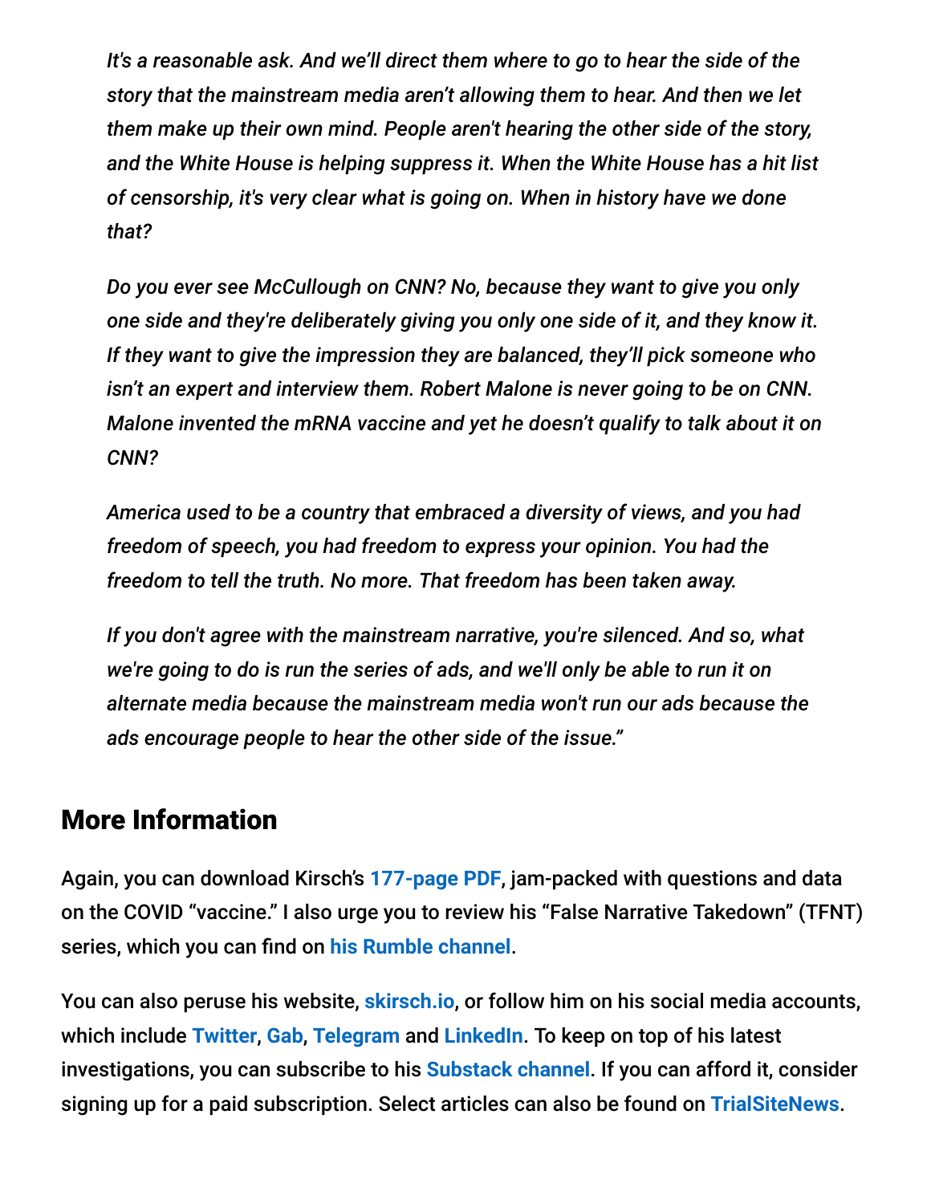*It's a reasonable ask. And we'll direct them where to go to hear the side of the story that the mainstream media aren't allowing them to hear. And then we let them make up their own mind. People aren't hearing the other side of the story, and the White House is helping suppress it. When the White House has a hit list of censorship, it's very clear what is going on. When in history have we done that?*

*Do you ever see McCullough on CNN? No, because they want to give you only one side and they're deliberately giving you only one side of it, and they know it. If they want to give the impression they are balanced, they'll pick someone who isn't an expert and interview them. Robert Malone is never going to be on CNN. Malone invented the mRNA vaccine and yet he doesn't qualify to talk about it on CNN?*

*America used to be a country that embraced a diversity of views, and you had freedom of speech, you had freedom to express your opinion. You had the freedom to tell the truth. No more. That freedom has been taken away.*

*If you don't agree with the mainstream narrative, you're silenced. And so, what we're going to do is run the series of ads, and we'll only be able to run it on alternate media because the mainstream media won't run our ads because the ads encourage people to hear the other side of the issue."*

## More Information

Again, you can download Kirsch's **177-page PDF**, jam-packed with questions and data on the COVID "vaccine." I also urge you to review his "False Narrative Takedown" (TFNT) series, which you can find on **his Rumble channel**.

You can also peruse his website, **skirsch.io**, or follow him on his social media accounts, which include **Twitter**, **Gab**, **Telegram** and **LinkedIn**. To keep on top of his latest investigations, you can subscribe to his **Substack channel**. If you can afford it, consider signing up for a paid subscription. Select articles can also be found on **TrialSiteNews**.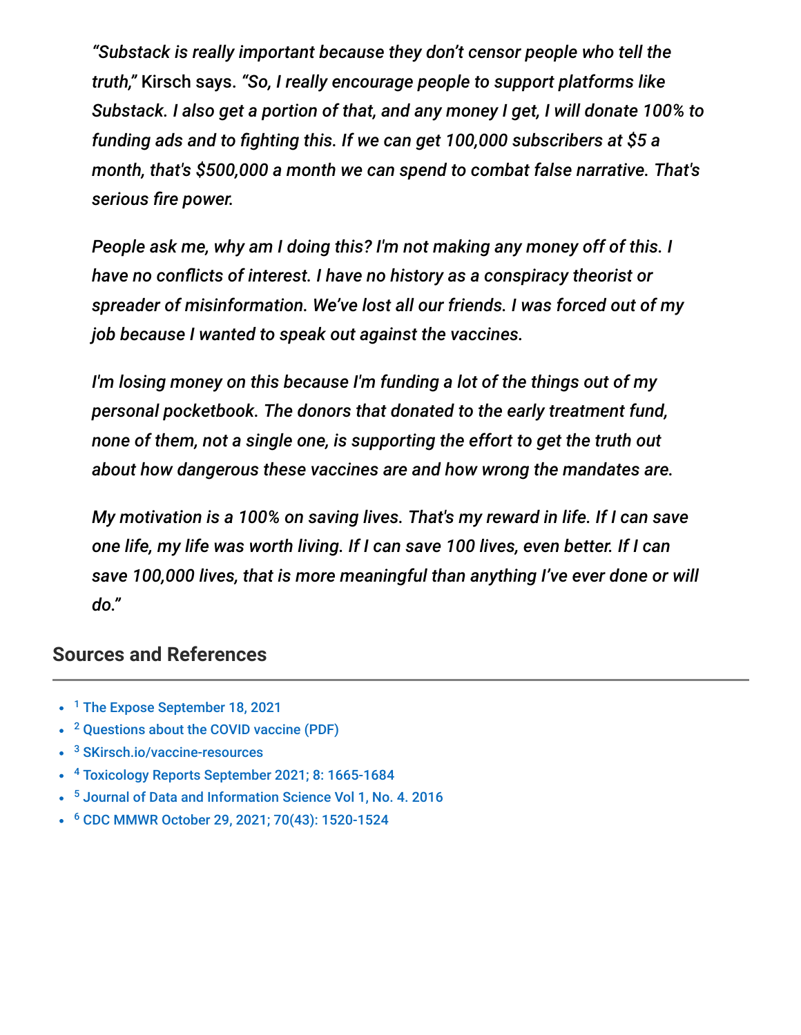*"Substack is really important because they don't censor people who tell the truth,"* Kirsch says. *"So, I really encourage people to support platforms like Substack. I also get a portion of that, and any money I get, I will donate 100% to funding ads and to fighting this. If we can get 100,000 subscribers at $5 a month, that's $500,000 a month we can spend to combat false narrative. That's serious fire power.*

*People ask me, why am I doing this? I'm not making any money off of this. I have no conflicts of interest. I have no history as a conspiracy theorist or spreader of misinformation. We've lost all our friends. I was forced out of my job because I wanted to speak out against the vaccines.*

*I'm losing money on this because I'm funding a lot of the things out of my personal pocketbook. The donors that donated to the early treatment fund, none of them, not a single one, is supporting the effort to get the truth out about how dangerous these vaccines are and how wrong the mandates are.*

*My motivation is a 100% on saving lives. That's my reward in life. If I can save one life, my life was worth living. If I can save 100 lives, even better. If I can save 100,000 lives, that is more meaningful than anything I've ever done or will do."*

## Sources and References

- [1] The Expose September 18, 2021
- [2] Questions about the COVID vaccine (PDF)
- [3] SKirsch.io/vaccine-resources
- [4] Toxicology Reports September 2021; 8: 1665-1684
- [5] Journal of Data and Information Science Vol 1, No. 4. 2016
- [6] CDC MMWR October 29, 2021; 70(43): 1520-1524